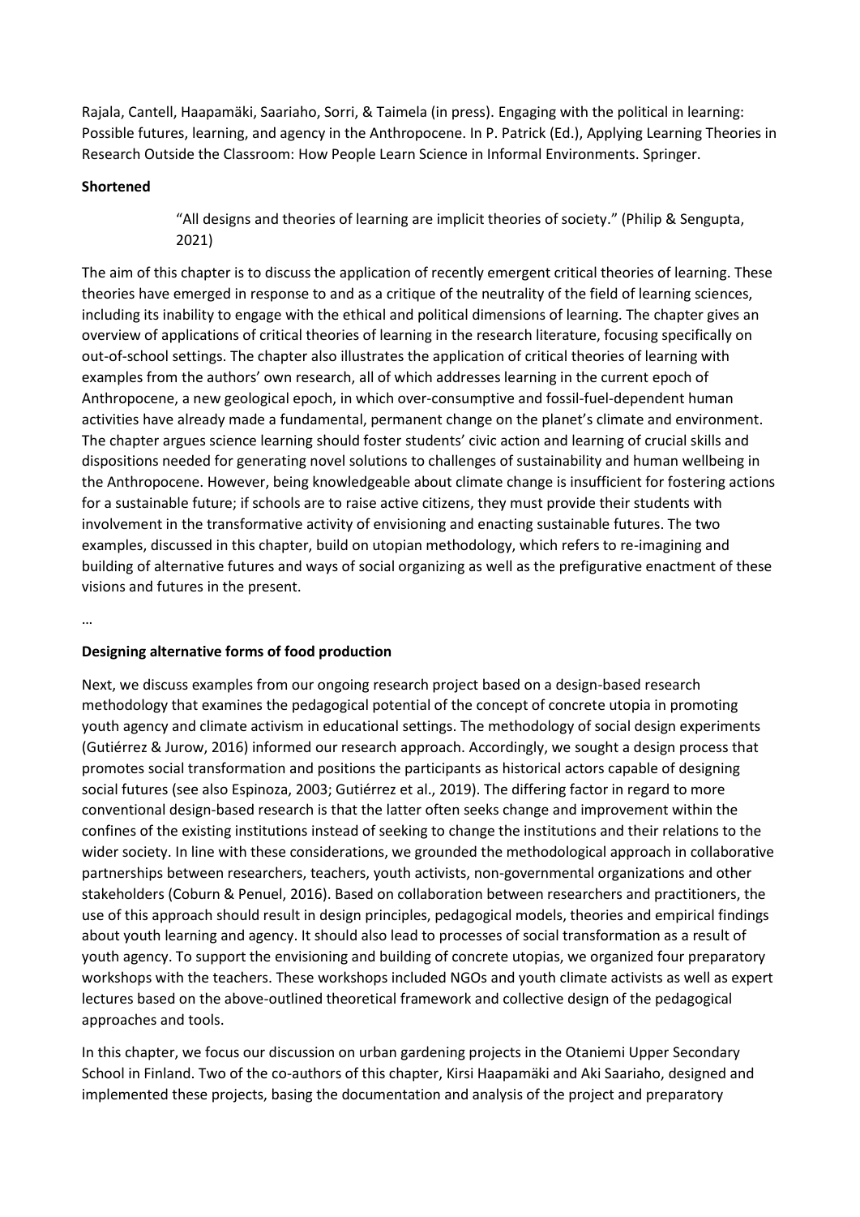Rajala, Cantell, Haapamäki, Saariaho, Sorri, & Taimela (in press). Engaging with the political in learning: Possible futures, learning, and agency in the Anthropocene. In P. Patrick (Ed.), Applying Learning Theories in Research Outside the Classroom: How People Learn Science in Informal Environments. Springer.

**Shortened**

> "All designs and theories of learning are implicit theories of society." (Philip & Sengupta, 2021)

The aim of this chapter is to discuss the application of recently emergent critical theories of learning. These theories have emerged in response to and as a critique of the neutrality of the field of learning sciences, including its inability to engage with the ethical and political dimensions of learning. The chapter gives an overview of applications of critical theories of learning in the research literature, focusing specifically on out-of-school settings. The chapter also illustrates the application of critical theories of learning with examples from the authors' own research, all of which addresses learning in the current epoch of Anthropocene, a new geological epoch, in which over-consumptive and fossil-fuel-dependent human activities have already made a fundamental, permanent change on the planet's climate and environment. The chapter argues science learning should foster students' civic action and learning of crucial skills and dispositions needed for generating novel solutions to challenges of sustainability and human wellbeing in the Anthropocene. However, being knowledgeable about climate change is insufficient for fostering actions for a sustainable future; if schools are to raise active citizens, they must provide their students with involvement in the transformative activity of envisioning and enacting sustainable futures. The two examples, discussed in this chapter, build on utopian methodology, which refers to re-imagining and building of alternative futures and ways of social organizing as well as the prefigurative enactment of these visions and futures in the present.

…

**Designing alternative forms of food production**

Next, we discuss examples from our ongoing research project based on a design-based research methodology that examines the pedagogical potential of the concept of concrete utopia in promoting youth agency and climate activism in educational settings. The methodology of social design experiments (Gutiérrez & Jurow, 2016) informed our research approach. Accordingly, we sought a design process that promotes social transformation and positions the participants as historical actors capable of designing social futures (see also Espinoza, 2003; Gutiérrez et al., 2019). The differing factor in regard to more conventional design-based research is that the latter often seeks change and improvement within the confines of the existing institutions instead of seeking to change the institutions and their relations to the wider society. In line with these considerations, we grounded the methodological approach in collaborative partnerships between researchers, teachers, youth activists, non-governmental organizations and other stakeholders (Coburn & Penuel, 2016). Based on collaboration between researchers and practitioners, the use of this approach should result in design principles, pedagogical models, theories and empirical findings about youth learning and agency. It should also lead to processes of social transformation as a result of youth agency. To support the envisioning and building of concrete utopias, we organized four preparatory workshops with the teachers. These workshops included NGOs and youth climate activists as well as expert lectures based on the above-outlined theoretical framework and collective design of the pedagogical approaches and tools.

In this chapter, we focus our discussion on urban gardening projects in the Otaniemi Upper Secondary School in Finland. Two of the co-authors of this chapter, Kirsi Haapamäki and Aki Saariaho, designed and implemented these projects, basing the documentation and analysis of the project and preparatory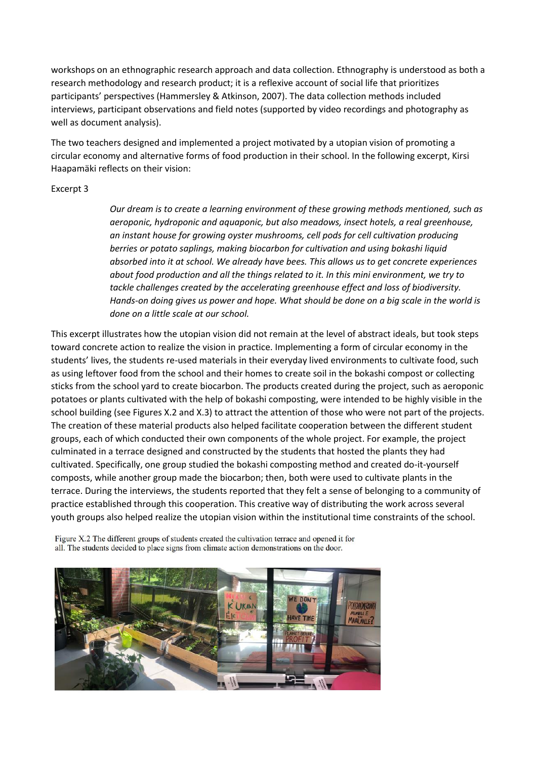workshops on an ethnographic research approach and data collection. Ethnography is understood as both a research methodology and research product; it is a reflexive account of social life that prioritizes participants' perspectives (Hammersley & Atkinson, 2007). The data collection methods included interviews, participant observations and field notes (supported by video recordings and photography as well as document analysis).

The two teachers designed and implemented a project motivated by a utopian vision of promoting a circular economy and alternative forms of food production in their school. In the following excerpt, Kirsi Haapamäki reflects on their vision:

Excerpt 3

> *Our dream is to create a learning environment of these growing methods mentioned, such as aeroponic, hydroponic and aquaponic, but also meadows, insect hotels, a real greenhouse, an instant house for growing oyster mushrooms, cell pods for cell cultivation producing berries or potato saplings, making biocarbon for cultivation and using bokashi liquid absorbed into it at school. We already have bees. This allows us to get concrete experiences about food production and all the things related to it. In this mini environment, we try to tackle challenges created by the accelerating greenhouse effect and loss of biodiversity. Hands-on doing gives us power and hope. What should be done on a big scale in the world is done on a little scale at our school.*

This excerpt illustrates how the utopian vision did not remain at the level of abstract ideals, but took steps toward concrete action to realize the vision in practice. Implementing a form of circular economy in the students' lives, the students re-used materials in their everyday lived environments to cultivate food, such as using leftover food from the school and their homes to create soil in the bokashi compost or collecting sticks from the school yard to create biocarbon. The products created during the project, such as aeroponic potatoes or plants cultivated with the help of bokashi composting, were intended to be highly visible in the school building (see Figures X.2 and X.3) to attract the attention of those who were not part of the projects. The creation of these material products also helped facilitate cooperation between the different student groups, each of which conducted their own components of the whole project. For example, the project culminated in a terrace designed and constructed by the students that hosted the plants they had cultivated. Specifically, one group studied the bokashi composting method and created do-it-yourself composts, while another group made the biocarbon; then, both were used to cultivate plants in the terrace. During the interviews, the students reported that they felt a sense of belonging to a community of practice established through this cooperation. This creative way of distributing the work across several youth groups also helped realize the utopian vision within the institutional time constraints of the school.

Figure X.2 The different groups of students created the cultivation terrace and opened it for all. The students decided to place signs from climate action demonstrations on the door.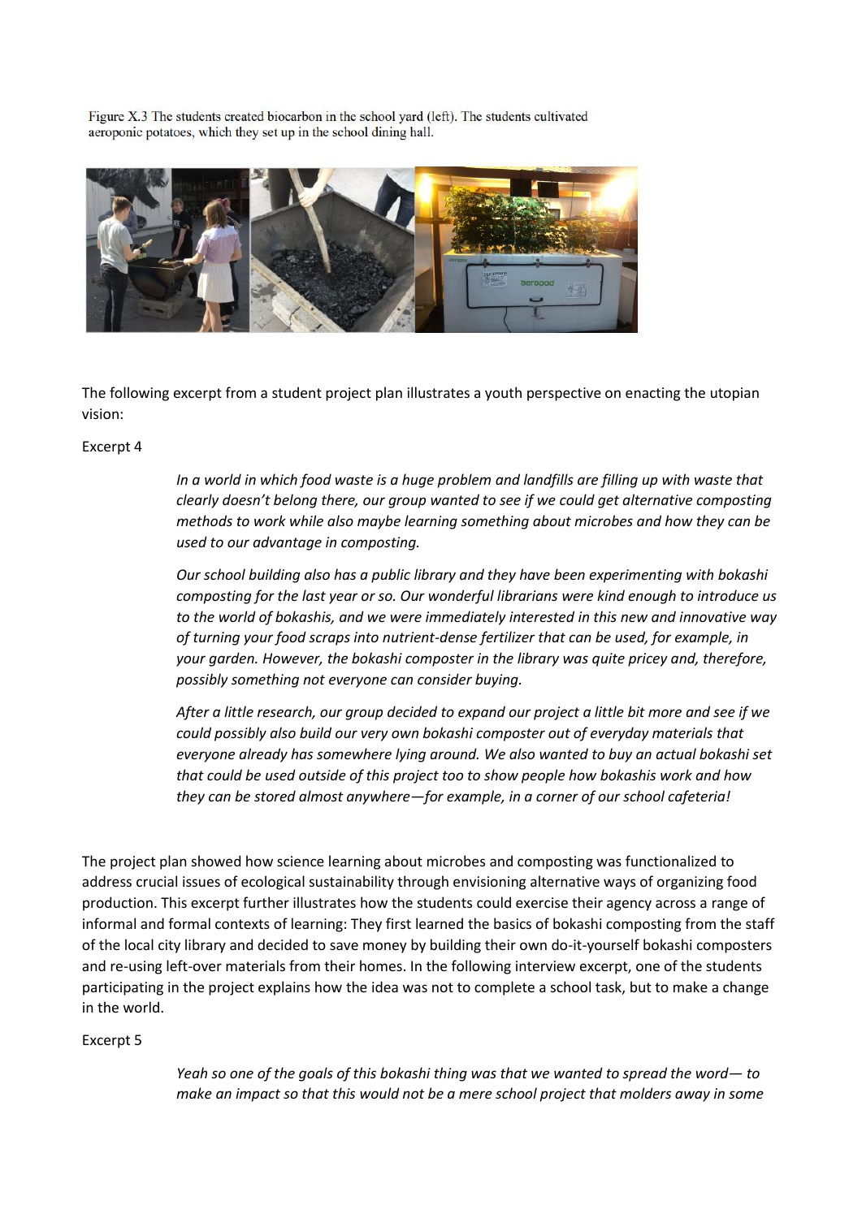Figure X.3 The students created biocarbon in the school yard (left). The students cultivated aeroponic potatoes, which they set up in the school dining hall.

The following excerpt from a student project plan illustrates a youth perspective on enacting the utopian vision:

Excerpt 4

> *In a world in which food waste is a huge problem and landfills are filling up with waste that clearly doesn't belong there, our group wanted to see if we could get alternative composting methods to work while also maybe learning something about microbes and how they can be used to our advantage in composting.*
>
> *Our school building also has a public library and they have been experimenting with bokashi composting for the last year or so. Our wonderful librarians were kind enough to introduce us to the world of bokashis, and we were immediately interested in this new and innovative way of turning your food scraps into nutrient-dense fertilizer that can be used, for example, in your garden. However, the bokashi composter in the library was quite pricey and, therefore, possibly something not everyone can consider buying.*
>
> *After a little research, our group decided to expand our project a little bit more and see if we could possibly also build our very own bokashi composter out of everyday materials that everyone already has somewhere lying around. We also wanted to buy an actual bokashi set that could be used outside of this project too to show people how bokashis work and how they can be stored almost anywhere—for example, in a corner of our school cafeteria!*

The project plan showed how science learning about microbes and composting was functionalized to address crucial issues of ecological sustainability through envisioning alternative ways of organizing food production. This excerpt further illustrates how the students could exercise their agency across a range of informal and formal contexts of learning: They first learned the basics of bokashi composting from the staff of the local city library and decided to save money by building their own do-it-yourself bokashi composters and re-using left-over materials from their homes. In the following interview excerpt, one of the students participating in the project explains how the idea was not to complete a school task, but to make a change in the world.

Excerpt 5

> *Yeah so one of the goals of this bokashi thing was that we wanted to spread the word— to make an impact so that this would not be a mere school project that molders away in some*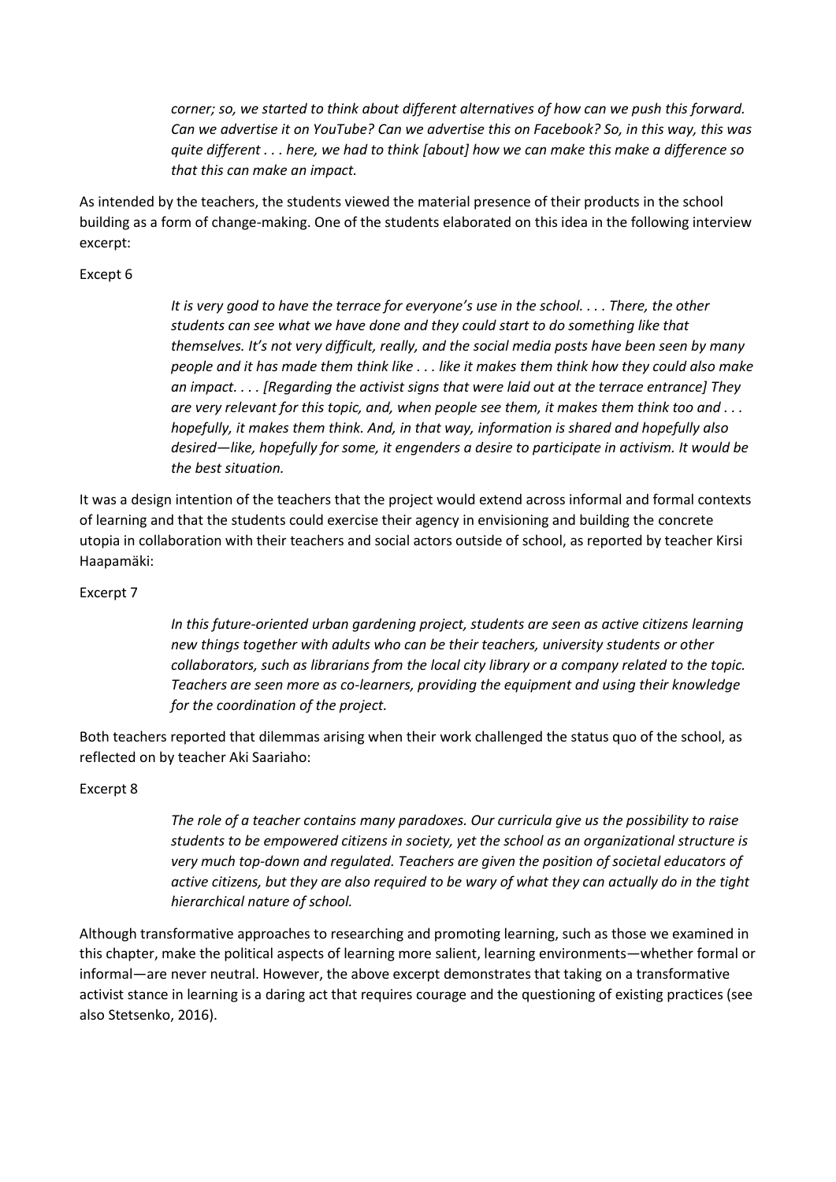*corner; so, we started to think about different alternatives of how can we push this forward. Can we advertise it on YouTube? Can we advertise this on Facebook? So, in this way, this was quite different . . . here, we had to think [about] how we can make this make a difference so that this can make an impact.*

As intended by the teachers, the students viewed the material presence of their products in the school building as a form of change-making. One of the students elaborated on this idea in the following interview excerpt:

Except 6

> *It is very good to have the terrace for everyone's use in the school. . . . There, the other students can see what we have done and they could start to do something like that themselves. It's not very difficult, really, and the social media posts have been seen by many people and it has made them think like . . . like it makes them think how they could also make an impact. . . . [Regarding the activist signs that were laid out at the terrace entrance] They are very relevant for this topic, and, when people see them, it makes them think too and . . . hopefully, it makes them think. And, in that way, information is shared and hopefully also desired—like, hopefully for some, it engenders a desire to participate in activism. It would be the best situation.*

It was a design intention of the teachers that the project would extend across informal and formal contexts of learning and that the students could exercise their agency in envisioning and building the concrete utopia in collaboration with their teachers and social actors outside of school, as reported by teacher Kirsi Haapamäki:

Excerpt 7

> *In this future-oriented urban gardening project, students are seen as active citizens learning new things together with adults who can be their teachers, university students or other collaborators, such as librarians from the local city library or a company related to the topic. Teachers are seen more as co-learners, providing the equipment and using their knowledge for the coordination of the project.*

Both teachers reported that dilemmas arising when their work challenged the status quo of the school, as reflected on by teacher Aki Saariaho:

Excerpt 8

> *The role of a teacher contains many paradoxes. Our curricula give us the possibility to raise students to be empowered citizens in society, yet the school as an organizational structure is very much top-down and regulated. Teachers are given the position of societal educators of active citizens, but they are also required to be wary of what they can actually do in the tight hierarchical nature of school.*

Although transformative approaches to researching and promoting learning, such as those we examined in this chapter, make the political aspects of learning more salient, learning environments—whether formal or informal—are never neutral. However, the above excerpt demonstrates that taking on a transformative activist stance in learning is a daring act that requires courage and the questioning of existing practices (see also Stetsenko, 2016).